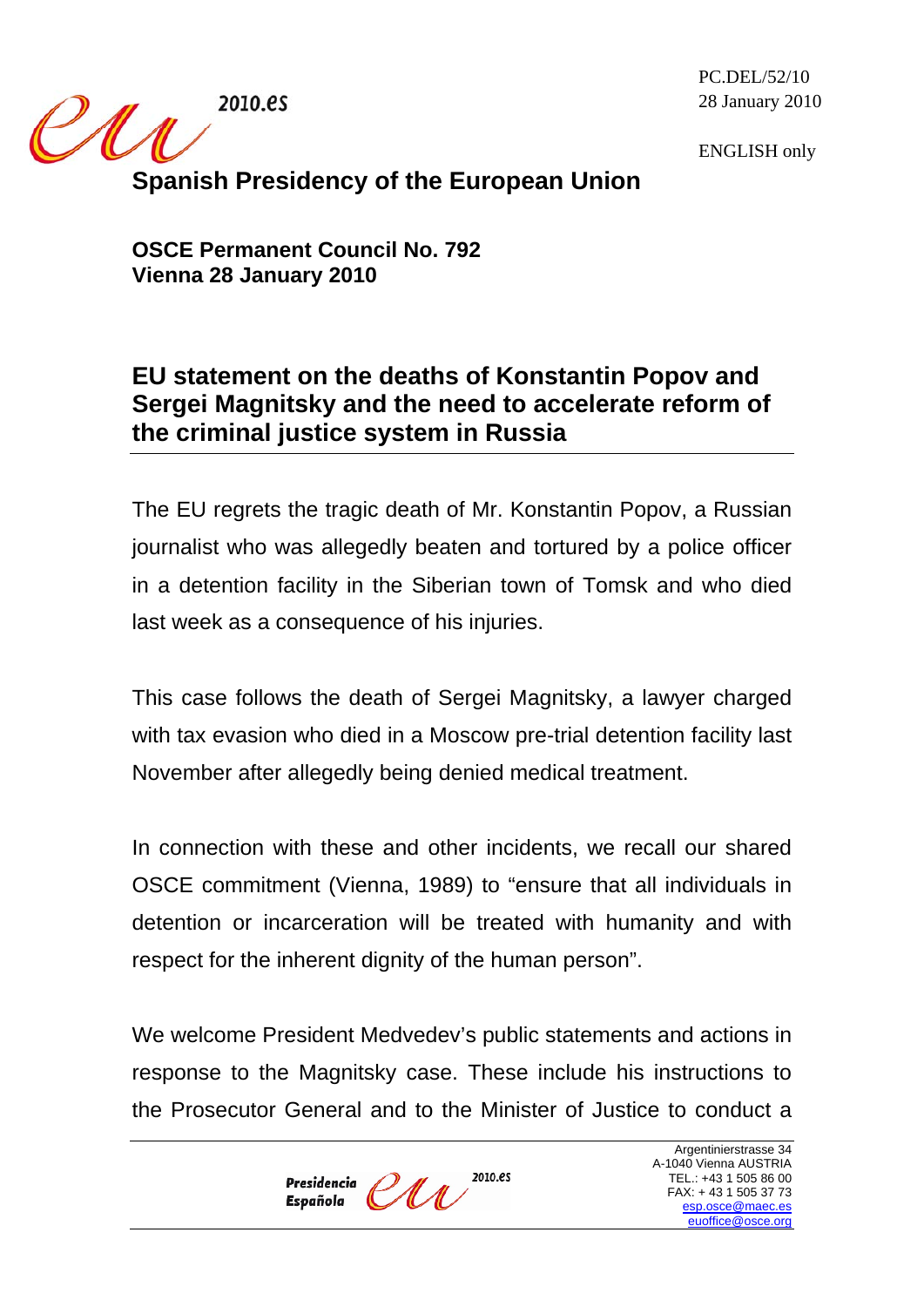PC.DEL/52/10
28 January 2010

ENGLISH only

**Spanish Presidency of the European Union**

**OSCE Permanent Council No. 792**
**Vienna 28 January 2010**

## EU statement on the deaths of Konstantin Popov and Sergei Magnitsky and the need to accelerate reform of the criminal justice system in Russia

The EU regrets the tragic death of Mr. Konstantin Popov, a Russian journalist who was allegedly beaten and tortured by a police officer in a detention facility in the Siberian town of Tomsk and who died last week as a consequence of his injuries.

This case follows the death of Sergei Magnitsky, a lawyer charged with tax evasion who died in a Moscow pre-trial detention facility last November after allegedly being denied medical treatment.

In connection with these and other incidents, we recall our shared OSCE commitment (Vienna, 1989) to "ensure that all individuals in detention or incarceration will be treated with humanity and with respect for the inherent dignity of the human person".

We welcome President Medvedev's public statements and actions in response to the Magnitsky case. These include his instructions to the Prosecutor General and to the Minister of Justice to conduct a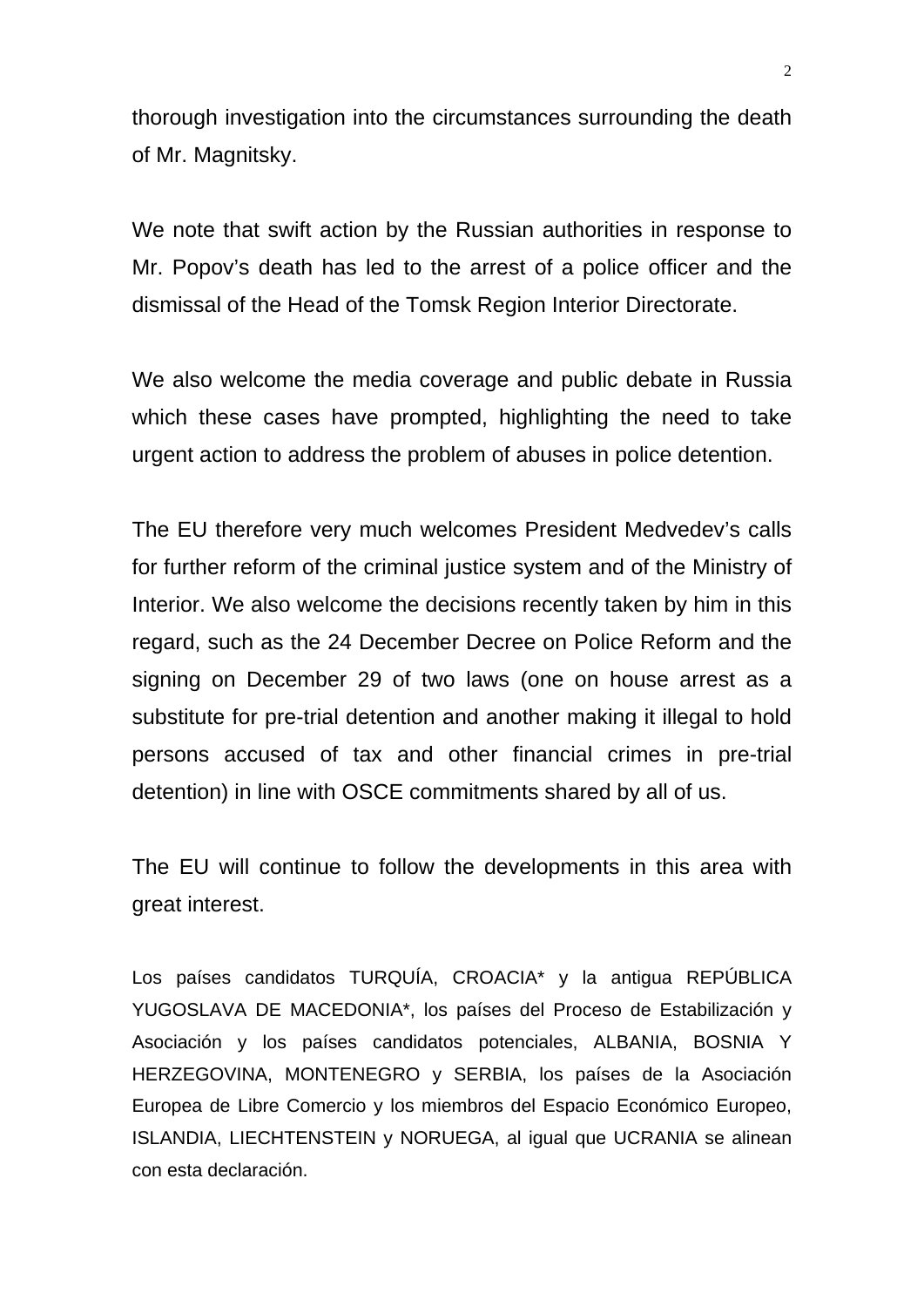thorough investigation into the circumstances surrounding the death of Mr. Magnitsky.

We note that swift action by the Russian authorities in response to Mr. Popov's death has led to the arrest of a police officer and the dismissal of the Head of the Tomsk Region Interior Directorate.

We also welcome the media coverage and public debate in Russia which these cases have prompted, highlighting the need to take urgent action to address the problem of abuses in police detention.

The EU therefore very much welcomes President Medvedev's calls for further reform of the criminal justice system and of the Ministry of Interior. We also welcome the decisions recently taken by him in this regard, such as the 24 December Decree on Police Reform and the signing on December 29 of two laws (one on house arrest as a substitute for pre-trial detention and another making it illegal to hold persons accused of tax and other financial crimes in pre-trial detention) in line with OSCE commitments shared by all of us.

The EU will continue to follow the developments in this area with great interest.

Los países candidatos TURQUÍA, CROACIA* y la antigua REPÚBLICA YUGOSLAVA DE MACEDONIA*, los países del Proceso de Estabilización y Asociación y los países candidatos potenciales, ALBANIA, BOSNIA Y HERZEGOVINA, MONTENEGRO y SERBIA, los países de la Asociación Europea de Libre Comercio y los miembros del Espacio Económico Europeo, ISLANDIA, LIECHTENSTEIN y NORUEGA, al igual que UCRANIA se alinean con esta declaración.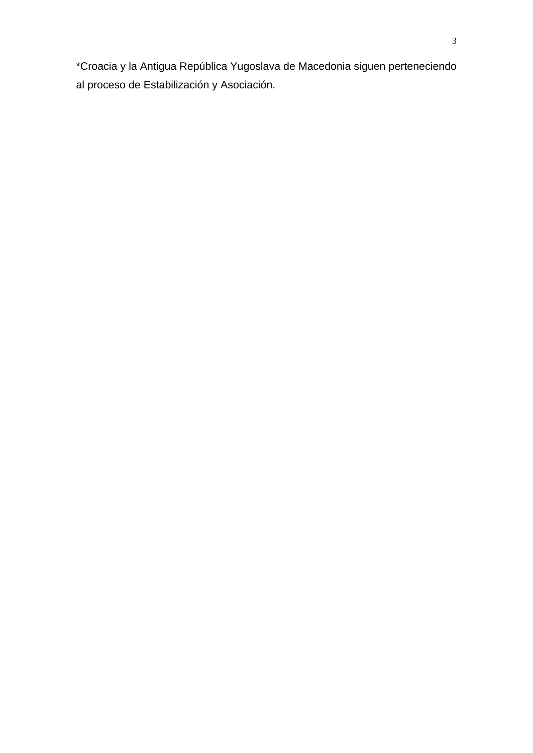*Croacia y la Antigua República Yugoslava de Macedonia siguen perteneciendo al proceso de Estabilización y Asociación.